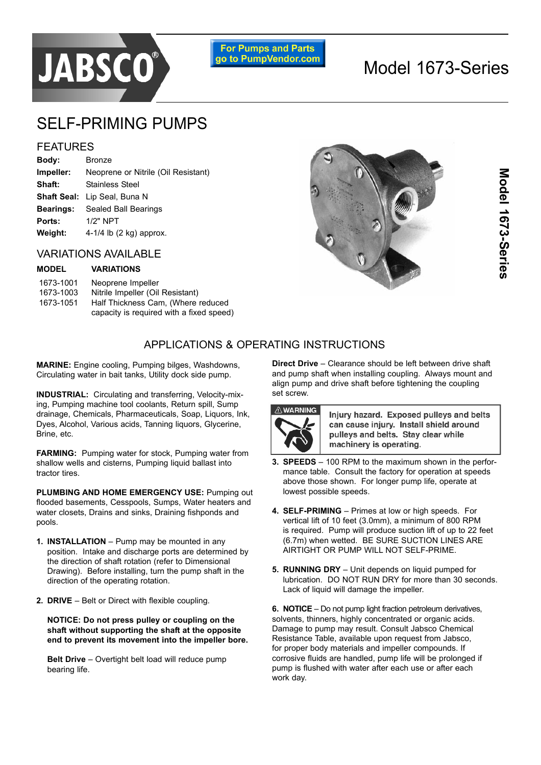# Model 1673-Series

For Pumps and Parts go to PumpVendor.com

## SELF-PRIMING PUMPS

### FEATURES

| | |
|---|---|
| **Body:** | Bronze |
| **Impeller:** | Neoprene or Nitrile (Oil Resistant) |
| **Shaft:** | Stainless Steel |
| **Shaft Seal:** | Lip Seal, Buna N |
| **Bearings:** | Sealed Ball Bearings |
| **Ports:** | 1/2" NPT |
| **Weight:** | 4-1/4 lb (2 kg) approx. |

### VARIATIONS AVAILABLE

| MODEL | VARIATIONS |
|---|---|
| 1673-1001 | Neoprene Impeller |
| 1673-1003 | Nitrile Impeller (Oil Resistant) |
| 1673-1051 | Half Thickness Cam, (Where reduced capacity is required with a fixed speed) |

## APPLICATIONS & OPERATING INSTRUCTIONS

**MARINE:** Engine cooling, Pumping bilges, Washdowns, Circulating water in bait tanks, Utility dock side pump.

**INDUSTRIAL:** Circulating and transferring, Velocity-mixing, Pumping machine tool coolants, Return spill, Sump drainage, Chemicals, Pharmaceuticals, Soap, Liquors, Ink, Dyes, Alcohol, Various acids, Tanning liquors, Glycerine, Brine, etc.

**FARMING:** Pumping water for stock, Pumping water from shallow wells and cisterns, Pumping liquid ballast into tractor tires.

**PLUMBING AND HOME EMERGENCY USE:** Pumping out flooded basements, Cesspools, Sumps, Water heaters and water closets, Drains and sinks, Draining fishponds and pools.

1. **INSTALLATION** – Pump may be mounted in any position. Intake and discharge ports are determined by the direction of shaft rotation (refer to Dimensional Drawing). Before installing, turn the pump shaft in the direction of the operating rotation.

2. **DRIVE** – Belt or Direct with flexible coupling.

   **NOTICE: Do not press pulley or coupling on the shaft without supporting the shaft at the opposite end to prevent its movement into the impeller bore.**

   **Belt Drive** – Overtight belt load will reduce pump bearing life.

   **Direct Drive** – Clearance should be left between drive shaft and pump shaft when installing coupling. Always mount and align pump and drive shaft before tightening the coupling set screw.

   **⚠WARNING** — **Injury hazard. Exposed pulleys and belts can cause injury. Install shield around pulleys and belts. Stay clear while machinery is operating.**

3. **SPEEDS** – 100 RPM to the maximum shown in the performance table. Consult the factory for operation at speeds above those shown. For longer pump life, operate at lowest possible speeds.

4. **SELF-PRIMING** – Primes at low or high speeds. For vertical lift of 10 feet (3.0mm), a minimum of 800 RPM is required. Pump will produce suction lift of up to 22 feet (6.7m) when wetted. BE SURE SUCTION LINES ARE AIRTIGHT OR PUMP WILL NOT SELF-PRIME.

5. **RUNNING DRY** – Unit depends on liquid pumped for lubrication. DO NOT RUN DRY for more than 30 seconds. Lack of liquid will damage the impeller.

6. **NOTICE** – Do not pump light fraction petroleum derivatives, solvents, thinners, highly concentrated or organic acids. Damage to pump may result. Consult Jabsco Chemical Resistance Table, available upon request from Jabsco, for proper body materials and impeller compounds. If corrosive fluids are handled, pump life will be prolonged if pump is flushed with water after each use or after each work day.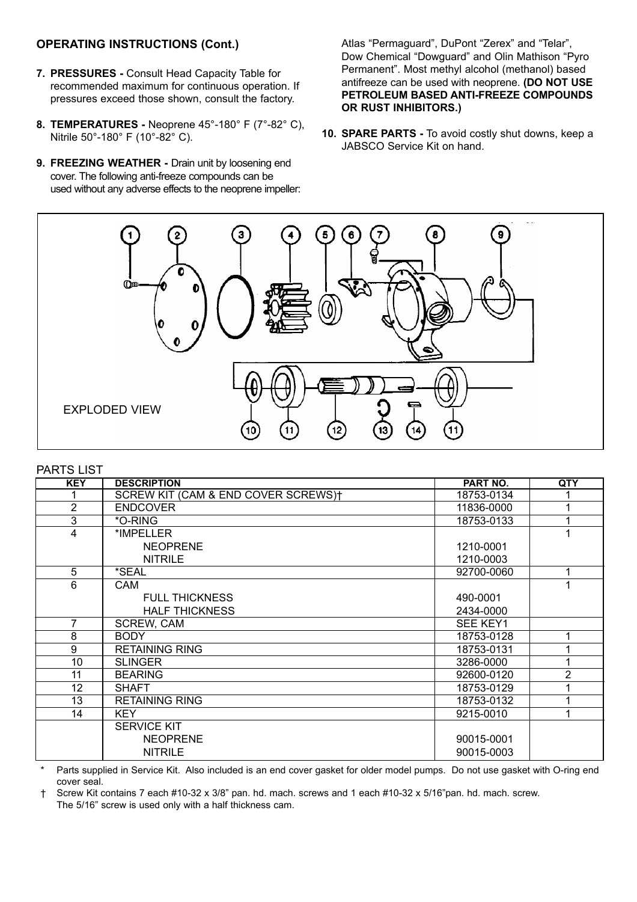## OPERATING INSTRUCTIONS (Cont.)

7. **PRESSURES -** Consult Head Capacity Table for recommended maximum for continuous operation. If pressures exceed those shown, consult the factory.

8. **TEMPERATURES -** Neoprene 45°-180° F (7°-82° C), Nitrile 50°-180° F (10°-82° C).

9. **FREEZING WEATHER -** Drain unit by loosening end cover. The following anti-freeze compounds can be used without any adverse effects to the neoprene impeller: Atlas "Permaguard", DuPont "Zerex" and "Telar", Dow Chemical "Dowguard" and Olin Mathison "Pyro Permanent". Most methyl alcohol (methanol) based antifreeze can be used with neoprene. **(DO NOT USE PETROLEUM BASED ANTI-FREEZE COMPOUNDS OR RUST INHIBITORS.)**

10. **SPARE PARTS -** To avoid costly shut downs, keep a JABSCO Service Kit on hand.

EXPLODED VIEW

PARTS LIST

| KEY | DESCRIPTION | PART NO. | QTY |
|---|---|---|---|
| 1 | SCREW KIT (CAM & END COVER SCREWS)† | 18753-0134 | 1 |
| 2 | ENDCOVER | 11836-0000 | 1 |
| 3 | *O-RING | 18753-0133 | 1 |
| 4 | *IMPELLER | | 1 |
| | NEOPRENE | 1210-0001 | |
| | NITRILE | 1210-0003 | |
| 5 | *SEAL | 92700-0060 | 1 |
| 6 | CAM | | 1 |
| | FULL THICKNESS | 490-0001 | |
| | HALF THICKNESS | 2434-0000 | |
| 7 | SCREW, CAM | SEE KEY1 | |
| 8 | BODY | 18753-0128 | 1 |
| 9 | RETAINING RING | 18753-0131 | 1 |
| 10 | SLINGER | 3286-0000 | 1 |
| 11 | BEARING | 92600-0120 | 2 |
| 12 | SHAFT | 18753-0129 | 1 |
| 13 | RETAINING RING | 18753-0132 | 1 |
| 14 | KEY | 9215-0010 | 1 |
| | SERVICE KIT | | |
| | NEOPRENE | 90015-0001 | |
| | NITRILE | 90015-0003 | |

\* Parts supplied in Service Kit. Also included is an end cover gasket for older model pumps. Do not use gasket with O-ring end cover seal.

† Screw Kit contains 7 each #10-32 x 3/8" pan. hd. mach. screws and 1 each #10-32 x 5/16" pan. hd. mach. screw. The 5/16" screw is used only with a half thickness cam.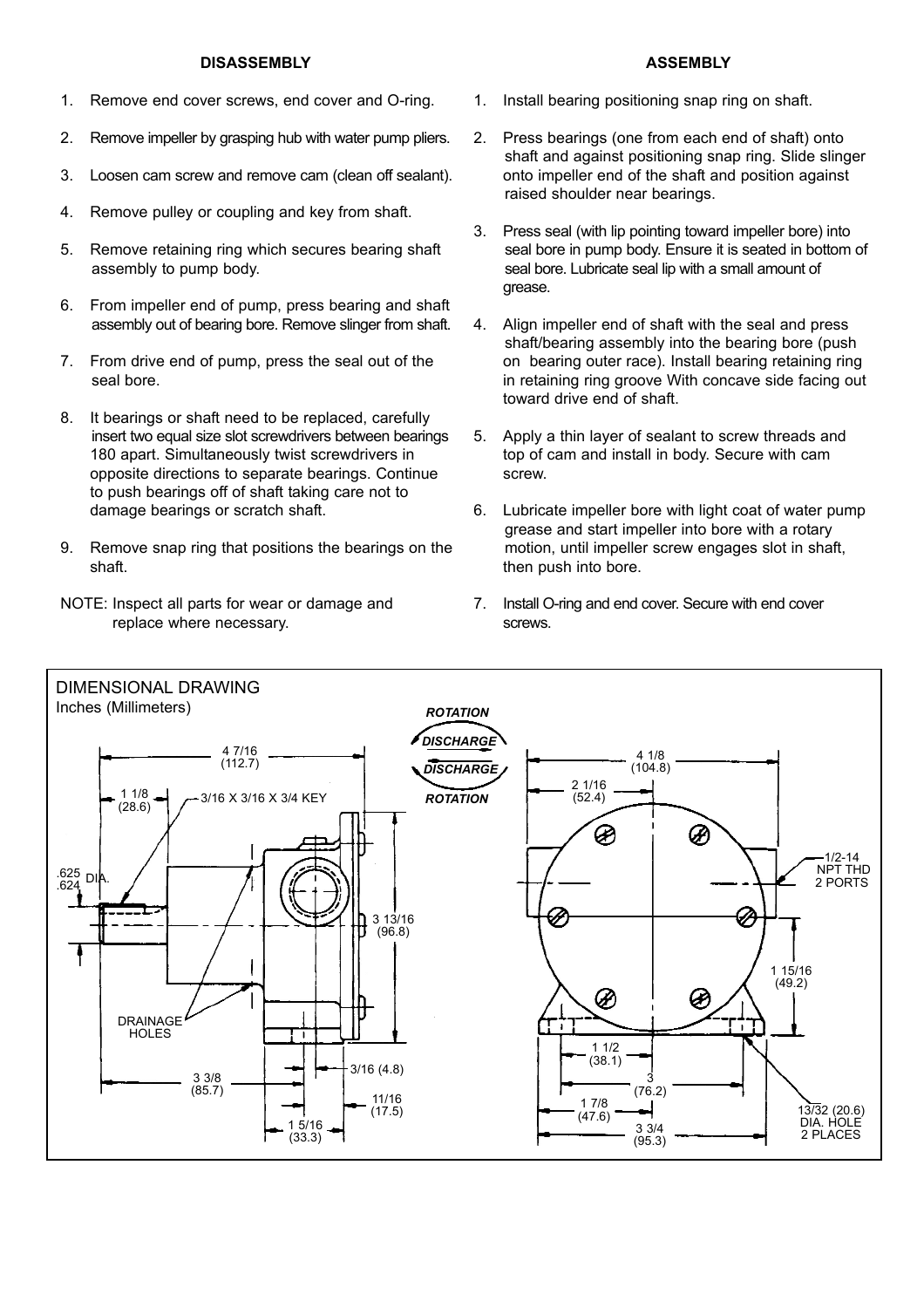## DISASSEMBLY

1. Remove end cover screws, end cover and O-ring.
2. Remove impeller by grasping hub with water pump pliers.
3. Loosen cam screw and remove cam (clean off sealant).
4. Remove pulley or coupling and key from shaft.
5. Remove retaining ring which secures bearing shaft assembly to pump body.
6. From impeller end of pump, press bearing and shaft assembly out of bearing bore. Remove slinger from shaft.
7. From drive end of pump, press the seal out of the seal bore.
8. It bearings or shaft need to be replaced, carefully insert two equal size slot screwdrivers between bearings 180 apart. Simultaneously twist screwdrivers in opposite directions to separate bearings. Continue to push bearings off of shaft taking care not to damage bearings or scratch shaft.
9. Remove snap ring that positions the bearings on the shaft.

NOTE: Inspect all parts for wear or damage and replace where necessary.

## ASSEMBLY

1. Install bearing positioning snap ring on shaft.
2. Press bearings (one from each end of shaft) onto shaft and against positioning snap ring. Slide slinger onto impeller end of the shaft and position against raised shoulder near bearings.
3. Press seal (with lip pointing toward impeller bore) into seal bore in pump body. Ensure it is seated in bottom of seal bore. Lubricate seal lip with a small amount of grease.
4. Align impeller end of shaft with the seal and press shaft/bearing assembly into the bearing bore (push on bearing outer race). Install bearing retaining ring in retaining ring groove With concave side facing out toward drive end of shaft.
5. Apply a thin layer of sealant to screw threads and top of cam and install in body. Secure with cam screw.
6. Lubricate impeller bore with light coat of water pump grease and start impeller into bore with a rotary motion, until impeller screw engages slot in shaft, then push into bore.
7. Install O-ring and end cover. Secure with end cover screws.

## DIMENSIONAL DRAWING

Inches (Millimeters)

ROTATION / DISCHARGE / DISCHARGE / ROTATION

4 7/16 (112.7) · 1 1/8 (28.6) · 3/16 X 3/16 X 3/4 KEY · .625/.624 DIA. · 3 13/16 (96.8) · DRAINAGE HOLES · 3 3/8 (85.7) · 3/16 (4.8) · 11/16 (17.5) · 1 5/16 (33.3)

4 1/8 (104.8) · 2 1/16 (52.4) · 1/2-14 NPT THD 2 PORTS · 1 15/16 (49.2) · 1 1/2 (38.1) · 3 (76.2) · 1 7/8 (47.6) · 3 3/4 (95.3) · 13/32 (20.6) DIA. HOLE 2 PLACES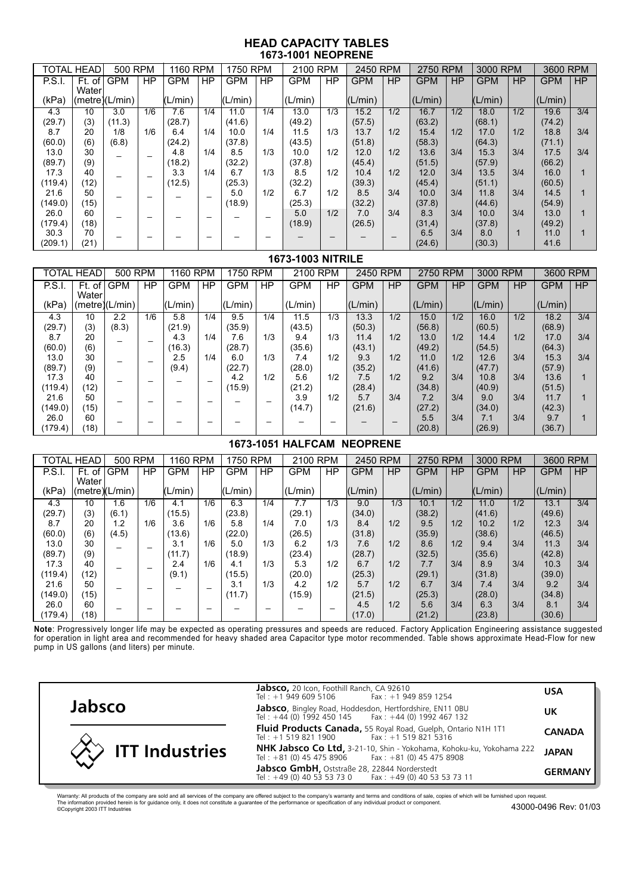## HEAD CAPACITY TABLES

### 1673-1001 NEOPRENE

| TOTAL HEAD | | 500 RPM | | 1160 RPM | | 1750 RPM | | 2100 RPM | | 2450 RPM | | 2750 RPM | | 3000 RPM | | 3600 RPM | |
|---|---|---|---|---|---|---|---|---|---|---|---|---|---|---|---|---|---|
| P.S.I. (kPa) | Ft. of Water (metre) | GPM (L/min) | HP | GPM (L/min) | HP | GPM (L/min) | HP | GPM (L/min) | HP | GPM (L/min) | HP | GPM (L/min) | HP | GPM (L/min) | HP | GPM (L/min) | HP |
| 4.3 (29.7) | 10 (3) | 3.0 (11.3) | 1/6 | 7.6 (28.7) | 1/4 | 11.0 (41.6) | 1/4 | 13.0 (49.2) | 1/3 | 15.2 (57.5) | 1/2 | 16.7 (63.2) | 1/2 | 18.0 (68.1) | 1/2 | 19.6 (74.2) | 3/4 |
| 8.7 (60.0) | 20 (6) | 1/8 (6.8) | 1/6 | 6.4 (24.2) | 1/4 | 10.0 (37.8) | 1/4 | 11.5 (43.5) | 1/3 | 13.7 (51.8) | 1/2 | 15.4 (58.3) | 1/2 | 17.0 (64.3) | 1/2 | 18.8 (71.1) | 3/4 |
| 13.0 (89.7) | 30 (9) | – | – | 4.8 (18.2) | 1/4 | 8.5 (32.2) | 1/3 | 10.0 (37.8) | 1/2 | 12.0 (45.4) | 1/2 | 13.6 (51.5) | 3/4 | 15.3 (57.9) | 3/4 | 17.5 (66.2) | 3/4 |
| 17.3 (119.4) | 40 (12) | – | – | 3.3 (12.5) | 1/4 | 6.7 (25.3) | 1/3 | 8.5 (32.2) | 1/2 | 10.4 (39.3) | 1/2 | 12.0 (45.4) | 3/4 | 13.5 (51.1) | 3/4 | 16.0 (60.5) | 1 |
| 21.6 (149.0) | 50 (15) | – | – | – | – | 5.0 (18.9) | 1/2 | 6.7 (25.3) | 1/2 | 8.5 (32.2) | 3/4 | 10.0 (37.8) | 3/4 | 11.8 (44.6) | 3/4 | 14.5 (54.9) | 1 |
| 26.0 (179.4) | 60 (18) | – | – | – | – | – | – | 5.0 (18.9) | 1/2 | 7.0 (26.5) | 3/4 | 8.3 (31,4) | 3/4 | 10.0 (37.8) | 3/4 | 13.0 (49.2) | 1 |
| 30.3 (209.1) | 70 (21) | – | – | – | – | – | – | – | – | – | – | 6.5 (24.6) | 3/4 | 8.0 (30.3) | 1 | 11.0 41.6 | 1 |

### 1673-1003 NITRILE

| TOTAL HEAD | | 500 RPM | | 1160 RPM | | 1750 RPM | | 2100 RPM | | 2450 RPM | | 2750 RPM | | 3000 RPM | | 3600 RPM | |
|---|---|---|---|---|---|---|---|---|---|---|---|---|---|---|---|---|---|
| P.S.I. (kPa) | Ft. of Water (metre) | GPM (L/min) | HP | GPM (L/min) | HP | GPM (L/min) | HP | GPM (L/min) | HP | GPM (L/min) | HP | GPM (L/min) | HP | GPM (L/min) | HP | GPM (L/min) | HP |
| 4.3 (29.7) | 10 (3) | 2.2 (8.3) | 1/6 | 5.8 (21.9) | 1/4 | 9.5 (35.9) | 1/4 | 11.5 (43.5) | 1/3 | 13.3 (50.3) | 1/2 | 15.0 (56.8) | 1/2 | 16.0 (60.5) | 1/2 | 18.2 (68.9) | 3/4 |
| 8.7 (60.0) | 20 (6) | – | – | 4.3 (16.3) | 1/4 | 7.6 (28.7) | 1/3 | 9.4 (35.6) | 1/3 | 11.4 (43.1) | 1/2 | 13.0 (49.2) | 1/2 | 14.4 (54.5) | 1/2 | 17.0 (64.3) | 3/4 |
| 13.0 (89.7) | 30 (9) | – | – | 2.5 (9.4) | 1/4 | 6.0 (22.7) | 1/3 | 7.4 (28.0) | 1/2 | 9.3 (35.2) | 1/2 | 11.0 (41.6) | 1/2 | 12.6 (47.7) | 3/4 | 15.3 (57.9) | 3/4 |
| 17.3 (119.4) | 40 (12) | – | – | – | – | 4.2 (15.9) | 1/2 | 5.6 (21.2) | 1/2 | 7.5 (28.4) | 1/2 | 9.2 (34.8) | 3/4 | 10.8 (40.9) | 3/4 | 13.6 (51.5) | 1 |
| 21.6 (149.0) | 50 (15) | – | – | – | – | – | – | 3.9 (14.7) | 1/2 | 5.7 (21.6) | 3/4 | 7.2 (27.2) | 3/4 | 9.0 (34.0) | 3/4 | 11.7 (42.3) | 1 |
| 26.0 (179.4) | 60 (18) | – | – | – | – | – | – | – | – | – | – | 5.5 (20.8) | 3/4 | 7.1 (26.9) | 3/4 | 9.7 (36.7) | 1 |

### 1673-1051 HALFCAM NEOPRENE

| TOTAL HEAD | | 500 RPM | | 1160 RPM | | 1750 RPM | | 2100 RPM | | 2450 RPM | | 2750 RPM | | 3000 RPM | | 3600 RPM | |
|---|---|---|---|---|---|---|---|---|---|---|---|---|---|---|---|---|---|
| P.S.I. (kPa) | Ft. of Water (metre) | GPM (L/min) | HP | GPM (L/min) | HP | GPM (L/min) | HP | GPM (L/min) | HP | GPM (L/min) | HP | GPM (L/min) | HP | GPM (L/min) | HP | GPM (L/min) | HP |
| 4.3 (29.7) | 10 (3) | 1.6 (6.1) | 1/6 | 4.1 (15.5) | 1/6 | 6.3 (23.8) | 1/4 | 7.7 (29.1) | 1/3 | 9.0 (34.0) | 1/3 | 10.1 (38.2) | 1/2 | 11.0 (41.6) | 1/2 | 13.1 (49.6) | 3/4 |
| 8.7 (60.0) | 20 (6) | 1.2 (4.5) | 1/6 | 3.6 (13.6) | 1/6 | 5.8 (22.0) | 1/4 | 7.0 (26.5) | 1/3 | 8.4 (31.8) | 1/2 | 9.5 (35.9) | 1/2 | 10.2 (38.6) | 1/2 | 12.3 (46.5) | 3/4 |
| 13.0 (89.7) | 30 (9) | – | – | 3.1 (11.7) | 1/6 | 5.0 (18.9) | 1/3 | 6.2 (23.4) | 1/3 | 7.6 (28.7) | 1/2 | 8.6 (32.5) | 1/2 | 9.4 (35.6) | 3/4 | 11.3 (42.8) | 3/4 |
| 17.3 (119.4) | 40 (12) | – | – | 2.4 (9.1) | 1/6 | 4.1 (15.5) | 1/3 | 5.3 (20.0) | 1/2 | 6.7 (25.3) | 1/2 | 7.7 (29.1) | 3/4 | 8.9 (31.8) | 3/4 | 10.3 (39.0) | 3/4 |
| 21.6 (149.0) | 50 (15) | – | – | – | – | 3.1 (11.7) | 1/3 | 4.2 (15.9) | 1/2 | 5.7 (21.5) | 1/2 | 6.7 (25.3) | 3/4 | 7.4 (28.0) | 3/4 | 9.2 (34.8) | 3/4 |
| 26.0 (179.4) | 60 (18) | – | – | – | – | – | – | – | – | 4.5 (17.0) | 1/2 | 5.6 (21.2) | 3/4 | 6.3 (23.8) | 3/4 | 8.1 (30.6) | 3/4 |

**Note**: Progressively longer life may be expected as operating pressures and speeds are reduced. Factory Application Engineering assistance suggested for operation in light area and recommended for heavy shaded area Capacitor type motor recommended. Table shows approximate Head-Flow for new pump in US gallons (and liters) per minute.

**Jabsco**

**ITT Industries**

| | |
|---|---|
| **Jabsco,** 20 Icon, Foothill Ranch, CA 92610<br>Tel : +1 949 609 5106 Fax : +1 949 859 1254 | **USA** |
| **Jabsco**, Bingley Road, Hoddesdon, Hertfordshire, EN11 0BU<br>Tel : +44 (0) 1992 450 145 Fax : +44 (0) 1992 467 132 | **UK** |
| **Fluid Products Canada,** 55 Royal Road, Guelph, Ontario N1H 1T1<br>Tel : +1 519 821 1900 Fax : +1 519 821 5316 | **CANADA** |
| **NHK Jabsco Co Ltd,** 3-21-10, Shin - Yokohama, Kohoku-ku, Yokohama 222<br>Tel : +81 (0) 45 475 8906 Fax : +81 (0) 45 475 8908 | **JAPAN** |
| **Jabsco GmbH,** Oststraße 28, 22844 Norderstedt<br>Tel : +49 (0) 40 53 53 73 0 Fax : +49 (0) 40 53 53 73 11 | **GERMANY** |

Warranty: All products of the company are sold and all services of the company are offered subject to the company's warranty and terms and conditions of sale, copies of which will be furnished upon request.
The information provided herein is for guidance only, it does not constitute a guarantee of the performance or specification of any individual product or component.
©Copyright 2003 ITT Industries

43000-0496 Rev: 01/03